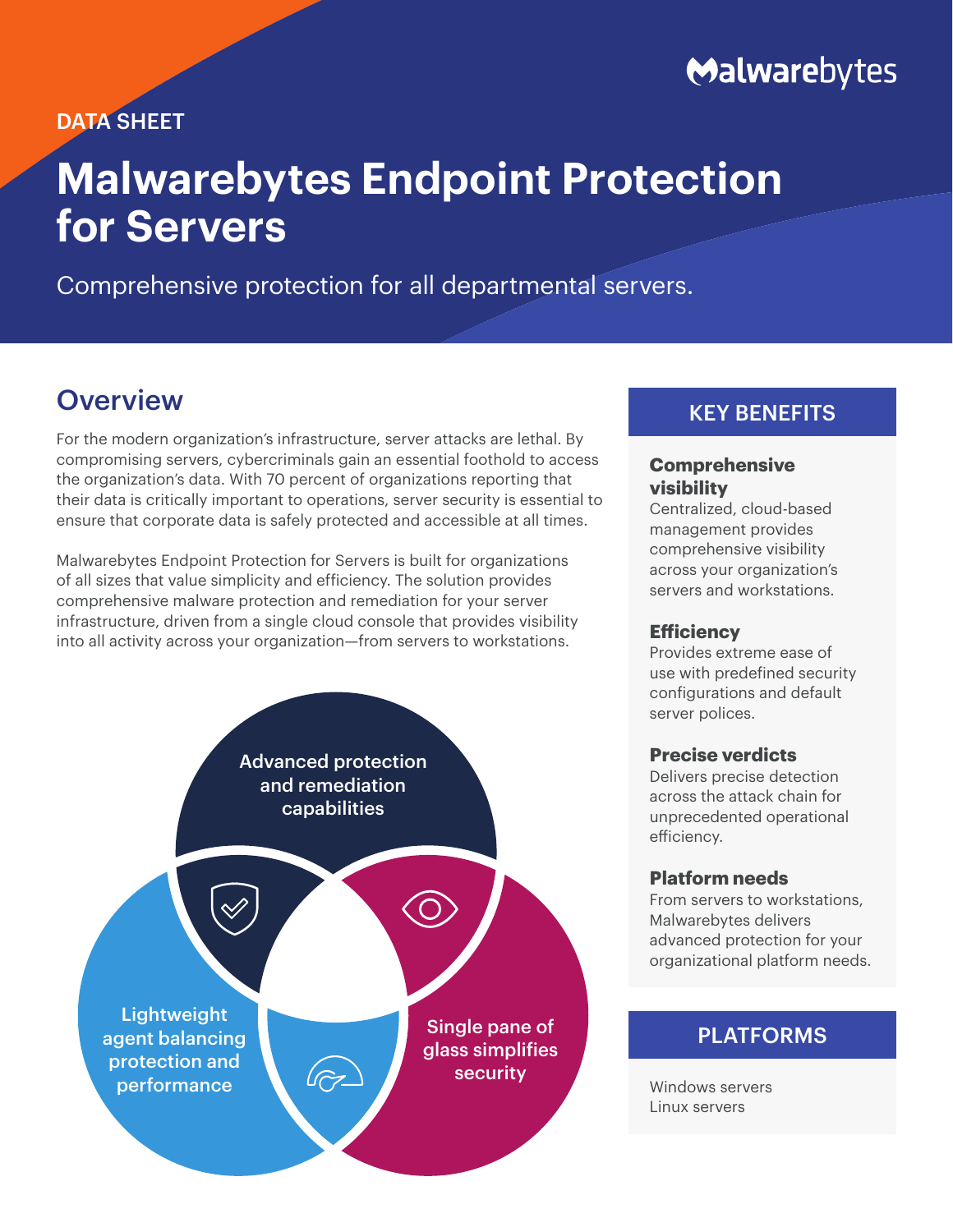DATA SHEET

# Malwarebytes Endpoint Protection for Servers

Comprehensive protection for all departmental servers.

## Overview

For the modern organization's infrastructure, server attacks are lethal. By compromising servers, cybercriminals gain an essential foothold to access the organization's data. With 70 percent of organizations reporting that their data is critically important to operations, server security is essential to ensure that corporate data is safely protected and accessible at all times.

Malwarebytes Endpoint Protection for Servers is built for organizations of all sizes that value simplicity and efficiency. The solution provides comprehensive malware protection and remediation for your server infrastructure, driven from a single cloud console that provides visibility into all activity across your organization—from servers to workstations.

Advanced protection and remediation capabilities

Lightweight agent balancing protection and performance

Single pane of glass simplifies security

## KEY BENEFITS

**Comprehensive visibility**
Centralized, cloud-based management provides comprehensive visibility across your organization's servers and workstations.

**Efficiency**
Provides extreme ease of use with predefined security configurations and default server polices.

**Precise verdicts**
Delivers precise detection across the attack chain for unprecedented operational efficiency.

**Platform needs**
From servers to workstations, Malwarebytes delivers advanced protection for your organizational platform needs.

## PLATFORMS

Windows servers
Linux servers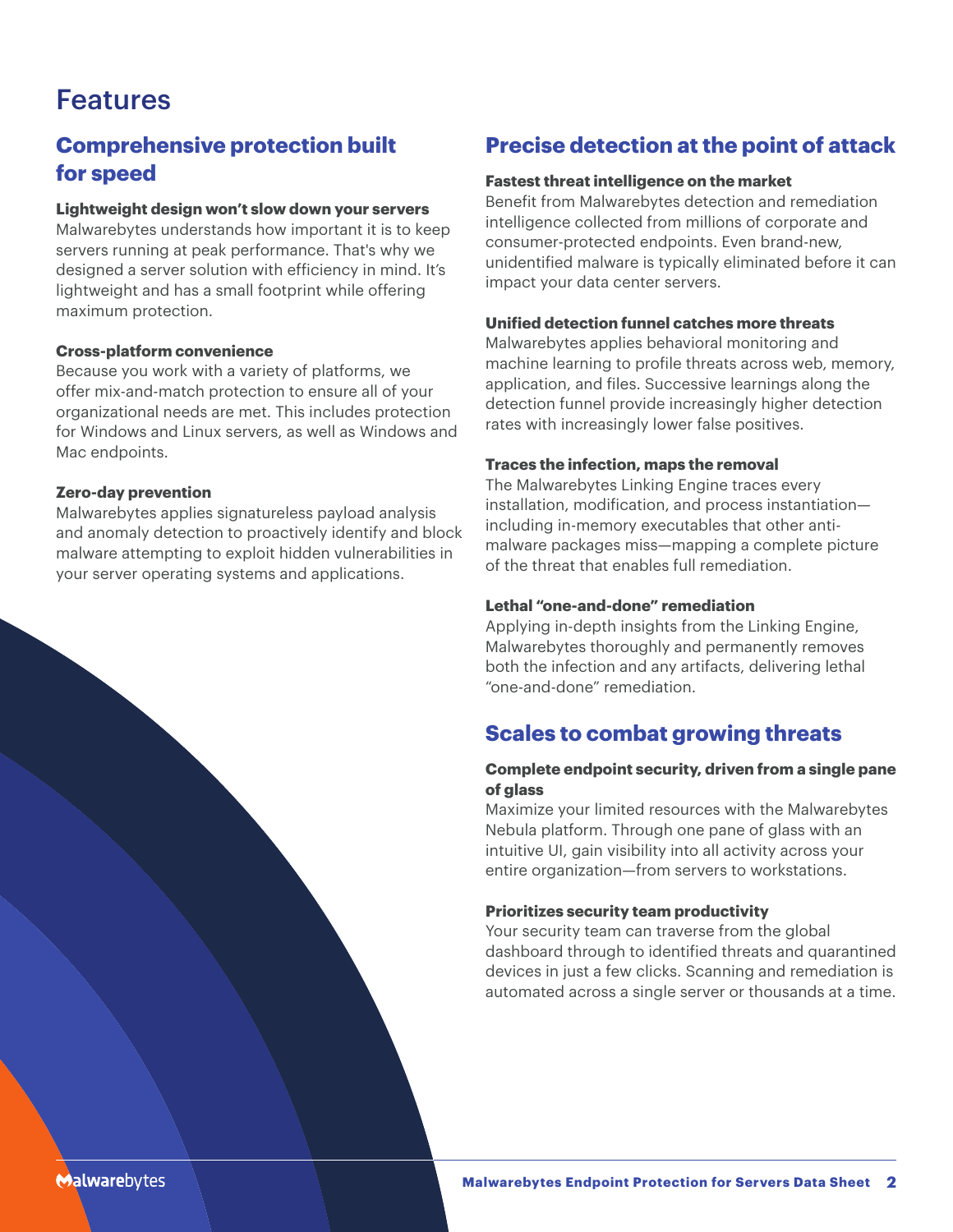# Features

## Comprehensive protection built for speed

**Lightweight design won't slow down your servers**

Malwarebytes understands how important it is to keep servers running at peak performance. That's why we designed a server solution with efficiency in mind. It's lightweight and has a small footprint while offering maximum protection.

**Cross-platform convenience**

Because you work with a variety of platforms, we offer mix-and-match protection to ensure all of your organizational needs are met. This includes protection for Windows and Linux servers, as well as Windows and Mac endpoints.

**Zero-day prevention**

Malwarebytes applies signatureless payload analysis and anomaly detection to proactively identify and block malware attempting to exploit hidden vulnerabilities in your server operating systems and applications.

## Precise detection at the point of attack

**Fastest threat intelligence on the market**

Benefit from Malwarebytes detection and remediation intelligence collected from millions of corporate and consumer-protected endpoints. Even brand-new, unidentified malware is typically eliminated before it can impact your data center servers.

**Unified detection funnel catches more threats**

Malwarebytes applies behavioral monitoring and machine learning to profile threats across web, memory, application, and files. Successive learnings along the detection funnel provide increasingly higher detection rates with increasingly lower false positives.

**Traces the infection, maps the removal**

The Malwarebytes Linking Engine traces every installation, modification, and process instantiation—including in-memory executables that other anti-malware packages miss—mapping a complete picture of the threat that enables full remediation.

**Lethal "one-and-done" remediation**

Applying in-depth insights from the Linking Engine, Malwarebytes thoroughly and permanently removes both the infection and any artifacts, delivering lethal "one-and-done" remediation.

## Scales to combat growing threats

**Complete endpoint security, driven from a single pane of glass**

Maximize your limited resources with the Malwarebytes Nebula platform. Through one pane of glass with an intuitive UI, gain visibility into all activity across your entire organization—from servers to workstations.

**Prioritizes security team productivity**

Your security team can traverse from the global dashboard through to identified threats and quarantined devices in just a few clicks. Scanning and remediation is automated across a single server or thousands at a time.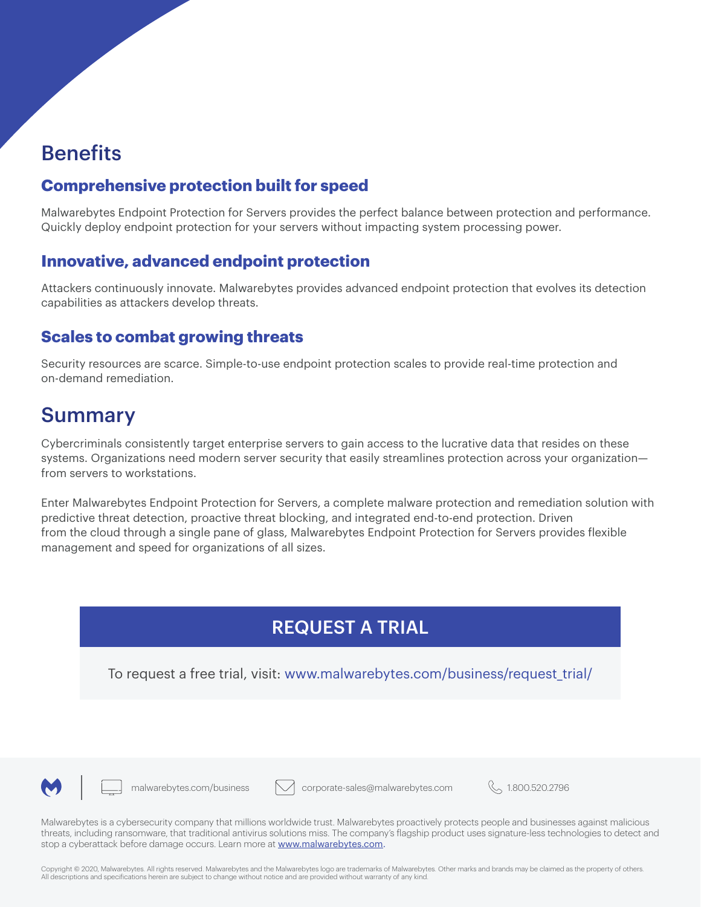## Benefits

### Comprehensive protection built for speed

Malwarebytes Endpoint Protection for Servers provides the perfect balance between protection and performance. Quickly deploy endpoint protection for your servers without impacting system processing power.

### Innovative, advanced endpoint protection

Attackers continuously innovate. Malwarebytes provides advanced endpoint protection that evolves its detection capabilities as attackers develop threats.

### Scales to combat growing threats

Security resources are scarce. Simple-to-use endpoint protection scales to provide real-time protection and on-demand remediation.

## Summary

Cybercriminals consistently target enterprise servers to gain access to the lucrative data that resides on these systems. Organizations need modern server security that easily streamlines protection across your organization—from servers to workstations.

Enter Malwarebytes Endpoint Protection for Servers, a complete malware protection and remediation solution with predictive threat detection, proactive threat blocking, and integrated end-to-end protection. Driven from the cloud through a single pane of glass, Malwarebytes Endpoint Protection for Servers provides flexible management and speed for organizations of all sizes.

### REQUEST A TRIAL

To request a free trial, visit: www.malwarebytes.com/business/request_trial/

malwarebytes.com/business | corporate-sales@malwarebytes.com | 1.800.520.2796

Malwarebytes is a cybersecurity company that millions worldwide trust. Malwarebytes proactively protects people and businesses against malicious threats, including ransomware, that traditional antivirus solutions miss. The company's flagship product uses signature-less technologies to detect and stop a cyberattack before damage occurs. Learn more at www.malwarebytes.com.

Copyright © 2020, Malwarebytes. All rights reserved. Malwarebytes and the Malwarebytes logo are trademarks of Malwarebytes. Other marks and brands may be claimed as the property of others. All descriptions and specifications herein are subject to change without notice and are provided without warranty of any kind.